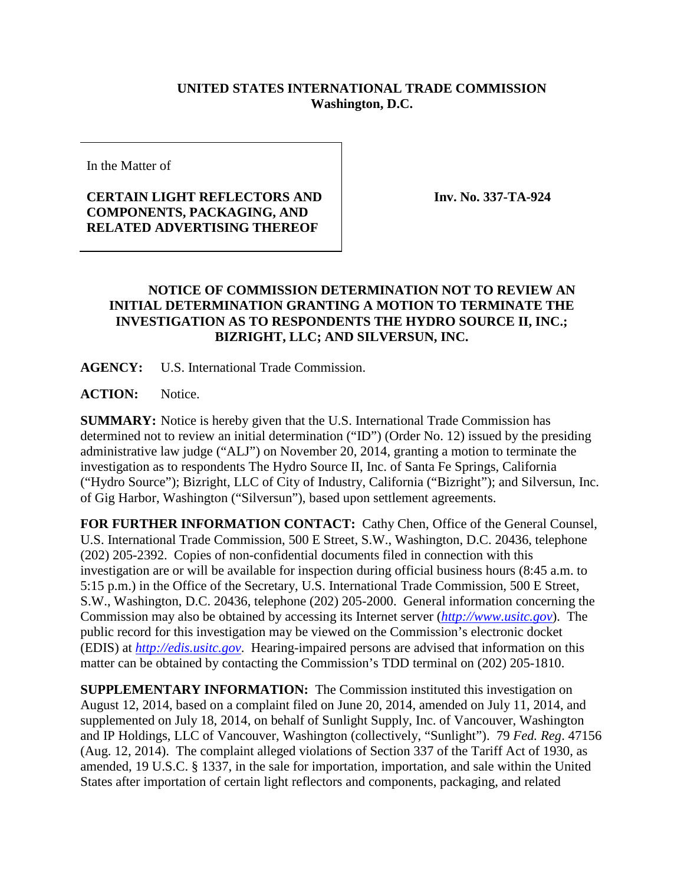**UNITED STATES INTERNATIONAL TRADE COMMISSION**
**Washington, D.C.**

In the Matter of

**CERTAIN LIGHT REFLECTORS AND COMPONENTS, PACKAGING, AND RELATED ADVERTISING THEREOF**

**Inv. No. 337-TA-924**

**NOTICE OF COMMISSION DETERMINATION NOT TO REVIEW AN INITIAL DETERMINATION GRANTING A MOTION TO TERMINATE THE INVESTIGATION AS TO RESPONDENTS THE HYDRO SOURCE II, INC.; BIZRIGHT, LLC; AND SILVERSUN, INC.**

**AGENCY:** U.S. International Trade Commission.

**ACTION:** Notice.

**SUMMARY:** Notice is hereby given that the U.S. International Trade Commission has determined not to review an initial determination ("ID") (Order No. 12) issued by the presiding administrative law judge ("ALJ") on November 20, 2014, granting a motion to terminate the investigation as to respondents The Hydro Source II, Inc. of Santa Fe Springs, California ("Hydro Source"); Bizright, LLC of City of Industry, California ("Bizright"); and Silversun, Inc. of Gig Harbor, Washington ("Silversun"), based upon settlement agreements.

**FOR FURTHER INFORMATION CONTACT:** Cathy Chen, Office of the General Counsel, U.S. International Trade Commission, 500 E Street, S.W., Washington, D.C. 20436, telephone (202) 205-2392. Copies of non-confidential documents filed in connection with this investigation are or will be available for inspection during official business hours (8:45 a.m. to 5:15 p.m.) in the Office of the Secretary, U.S. International Trade Commission, 500 E Street, S.W., Washington, D.C. 20436, telephone (202) 205-2000. General information concerning the Commission may also be obtained by accessing its Internet server (*http://www.usitc.gov*). The public record for this investigation may be viewed on the Commission's electronic docket (EDIS) at *http://edis.usitc.gov*. Hearing-impaired persons are advised that information on this matter can be obtained by contacting the Commission's TDD terminal on (202) 205-1810.

**SUPPLEMENTARY INFORMATION:** The Commission instituted this investigation on August 12, 2014, based on a complaint filed on June 20, 2014, amended on July 11, 2014, and supplemented on July 18, 2014, on behalf of Sunlight Supply, Inc. of Vancouver, Washington and IP Holdings, LLC of Vancouver, Washington (collectively, "Sunlight"). 79 *Fed. Reg*. 47156 (Aug. 12, 2014). The complaint alleged violations of Section 337 of the Tariff Act of 1930, as amended, 19 U.S.C. § 1337, in the sale for importation, importation, and sale within the United States after importation of certain light reflectors and components, packaging, and related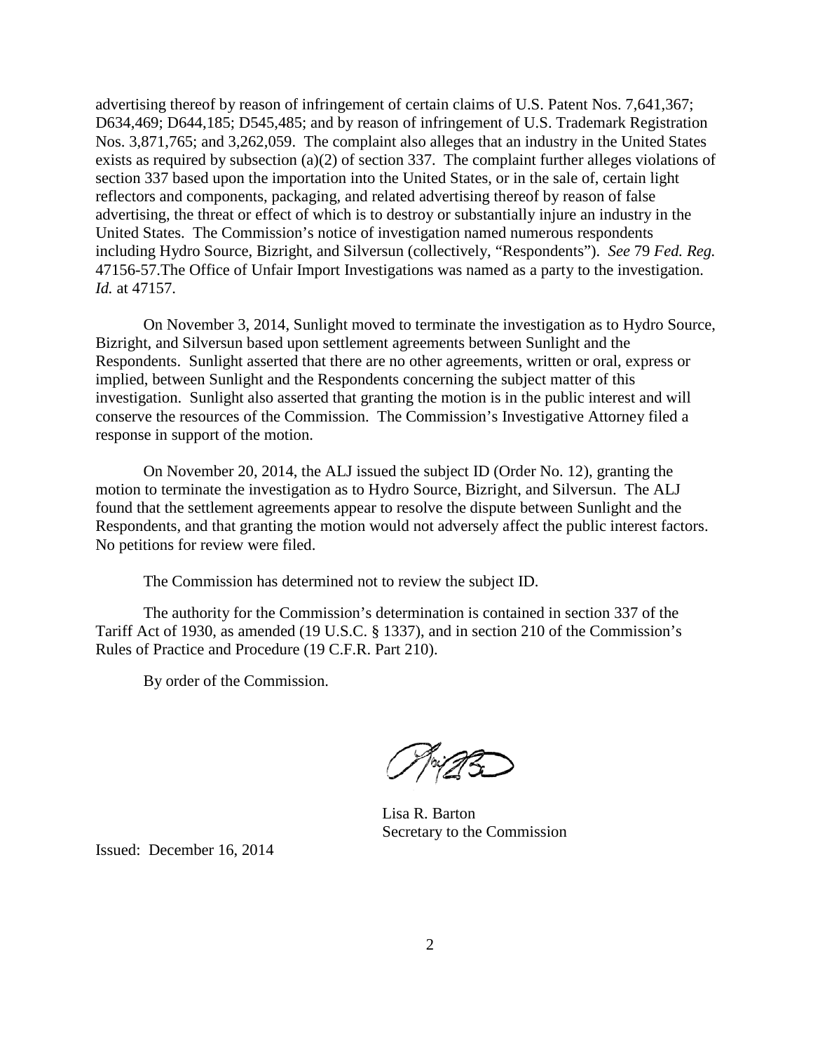advertising thereof by reason of infringement of certain claims of U.S. Patent Nos. 7,641,367; D634,469; D644,185; D545,485; and by reason of infringement of U.S. Trademark Registration Nos. 3,871,765; and 3,262,059. The complaint also alleges that an industry in the United States exists as required by subsection (a)(2) of section 337. The complaint further alleges violations of section 337 based upon the importation into the United States, or in the sale of, certain light reflectors and components, packaging, and related advertising thereof by reason of false advertising, the threat or effect of which is to destroy or substantially injure an industry in the United States. The Commission's notice of investigation named numerous respondents including Hydro Source, Bizright, and Silversun (collectively, "Respondents"). *See* 79 *Fed. Reg.* 47156-57.The Office of Unfair Import Investigations was named as a party to the investigation. *Id.* at 47157.

On November 3, 2014, Sunlight moved to terminate the investigation as to Hydro Source, Bizright, and Silversun based upon settlement agreements between Sunlight and the Respondents. Sunlight asserted that there are no other agreements, written or oral, express or implied, between Sunlight and the Respondents concerning the subject matter of this investigation. Sunlight also asserted that granting the motion is in the public interest and will conserve the resources of the Commission. The Commission's Investigative Attorney filed a response in support of the motion.

On November 20, 2014, the ALJ issued the subject ID (Order No. 12), granting the motion to terminate the investigation as to Hydro Source, Bizright, and Silversun. The ALJ found that the settlement agreements appear to resolve the dispute between Sunlight and the Respondents, and that granting the motion would not adversely affect the public interest factors. No petitions for review were filed.

The Commission has determined not to review the subject ID.

The authority for the Commission's determination is contained in section 337 of the Tariff Act of 1930, as amended (19 U.S.C. § 1337), and in section 210 of the Commission's Rules of Practice and Procedure (19 C.F.R. Part 210).

By order of the Commission.

Lisa R. Barton
Secretary to the Commission

Issued: December 16, 2014